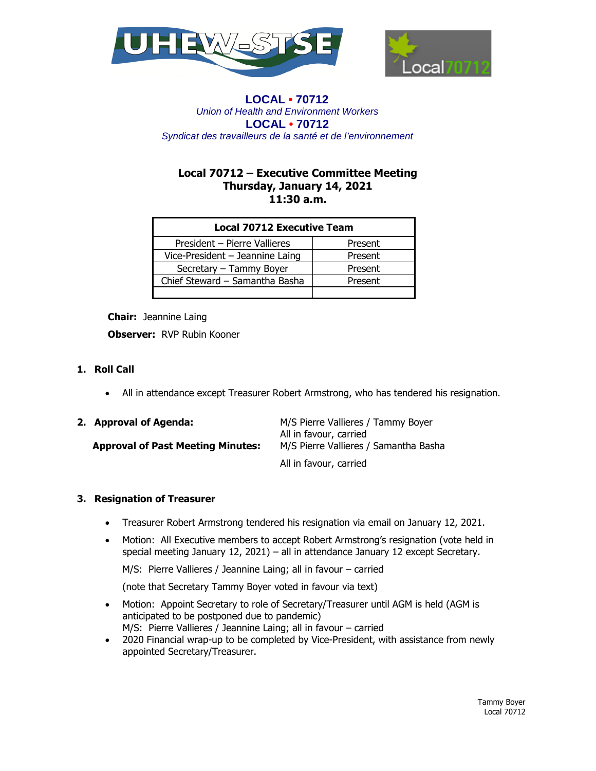**LOCAL • 70712**
*Union of Health and Environment Workers*
**LOCAL • 70712**
*Syndicat des travailleurs de la santé et de l'environnement*

# Local 70712 – Executive Committee Meeting
## Thursday, January 14, 2021
## 11:30 a.m.

| Local 70712 Executive Team | |
|---|---|
| President – Pierre Vallieres | Present |
| Vice-President – Jeannine Laing | Present |
| Secretary – Tammy Boyer | Present |
| Chief Steward – Samantha Basha | Present |
| | |

**Chair:** Jeannine Laing

**Observer:** RVP Rubin Kooner

### 1. Roll Call

- All in attendance except Treasurer Robert Armstrong, who has tendered his resignation.

### 2. Approval of Agenda:

M/S Pierre Vallieres / Tammy Boyer
All in favour, carried

**Approval of Past Meeting Minutes:**

M/S Pierre Vallieres / Samantha Basha
All in favour, carried

### 3. Resignation of Treasurer

- Treasurer Robert Armstrong tendered his resignation via email on January 12, 2021.
- Motion: All Executive members to accept Robert Armstrong's resignation (vote held in special meeting January 12, 2021) – all in attendance January 12 except Secretary.

  M/S: Pierre Vallieres / Jeannine Laing; all in favour – carried

  (note that Secretary Tammy Boyer voted in favour via text)
- Motion: Appoint Secretary to role of Secretary/Treasurer until AGM is held (AGM is anticipated to be postponed due to pandemic)
  M/S: Pierre Vallieres / Jeannine Laing; all in favour – carried
- 2020 Financial wrap-up to be completed by Vice-President, with assistance from newly appointed Secretary/Treasurer.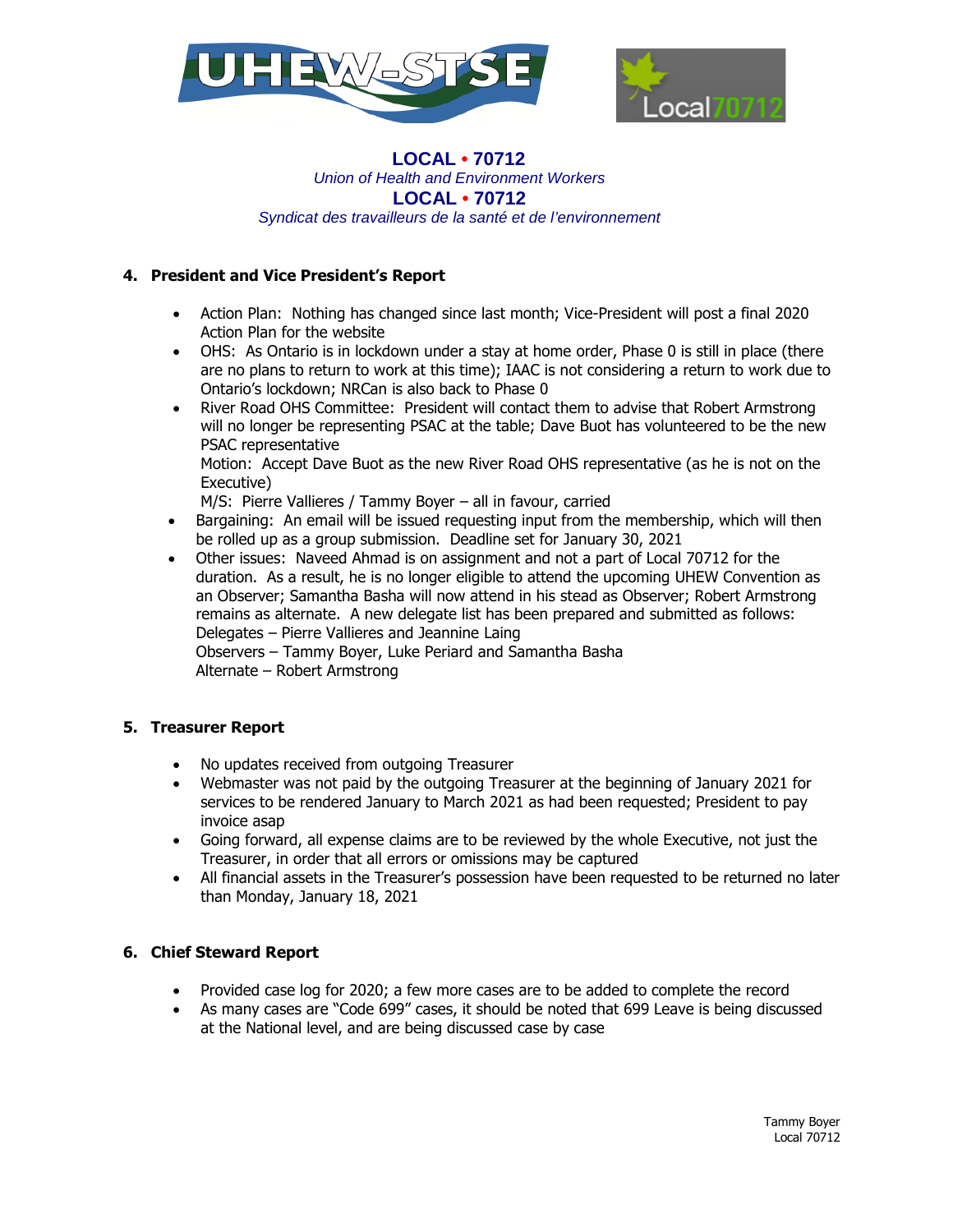**LOCAL • 70712**
*Union of Health and Environment Workers*
**LOCAL • 70712**
*Syndicat des travailleurs de la santé et de l'environnement*

## 4. President and Vice President's Report

- Action Plan: Nothing has changed since last month; Vice-President will post a final 2020 Action Plan for the website
- OHS: As Ontario is in lockdown under a stay at home order, Phase 0 is still in place (there are no plans to return to work at this time); IAAC is not considering a return to work due to Ontario's lockdown; NRCan is also back to Phase 0
- River Road OHS Committee: President will contact them to advise that Robert Armstrong will no longer be representing PSAC at the table; Dave Buot has volunteered to be the new PSAC representative
  Motion: Accept Dave Buot as the new River Road OHS representative (as he is not on the Executive)
  M/S: Pierre Vallieres / Tammy Boyer – all in favour, carried
- Bargaining: An email will be issued requesting input from the membership, which will then be rolled up as a group submission. Deadline set for January 30, 2021
- Other issues: Naveed Ahmad is on assignment and not a part of Local 70712 for the duration. As a result, he is no longer eligible to attend the upcoming UHEW Convention as an Observer; Samantha Basha will now attend in his stead as Observer; Robert Armstrong remains as alternate. A new delegate list has been prepared and submitted as follows:
  Delegates – Pierre Vallieres and Jeannine Laing
  Observers – Tammy Boyer, Luke Periard and Samantha Basha
  Alternate – Robert Armstrong

## 5. Treasurer Report

- No updates received from outgoing Treasurer
- Webmaster was not paid by the outgoing Treasurer at the beginning of January 2021 for services to be rendered January to March 2021 as had been requested; President to pay invoice asap
- Going forward, all expense claims are to be reviewed by the whole Executive, not just the Treasurer, in order that all errors or omissions may be captured
- All financial assets in the Treasurer's possession have been requested to be returned no later than Monday, January 18, 2021

## 6. Chief Steward Report

- Provided case log for 2020; a few more cases are to be added to complete the record
- As many cases are "Code 699" cases, it should be noted that 699 Leave is being discussed at the National level, and are being discussed case by case

Tammy Boyer
Local 70712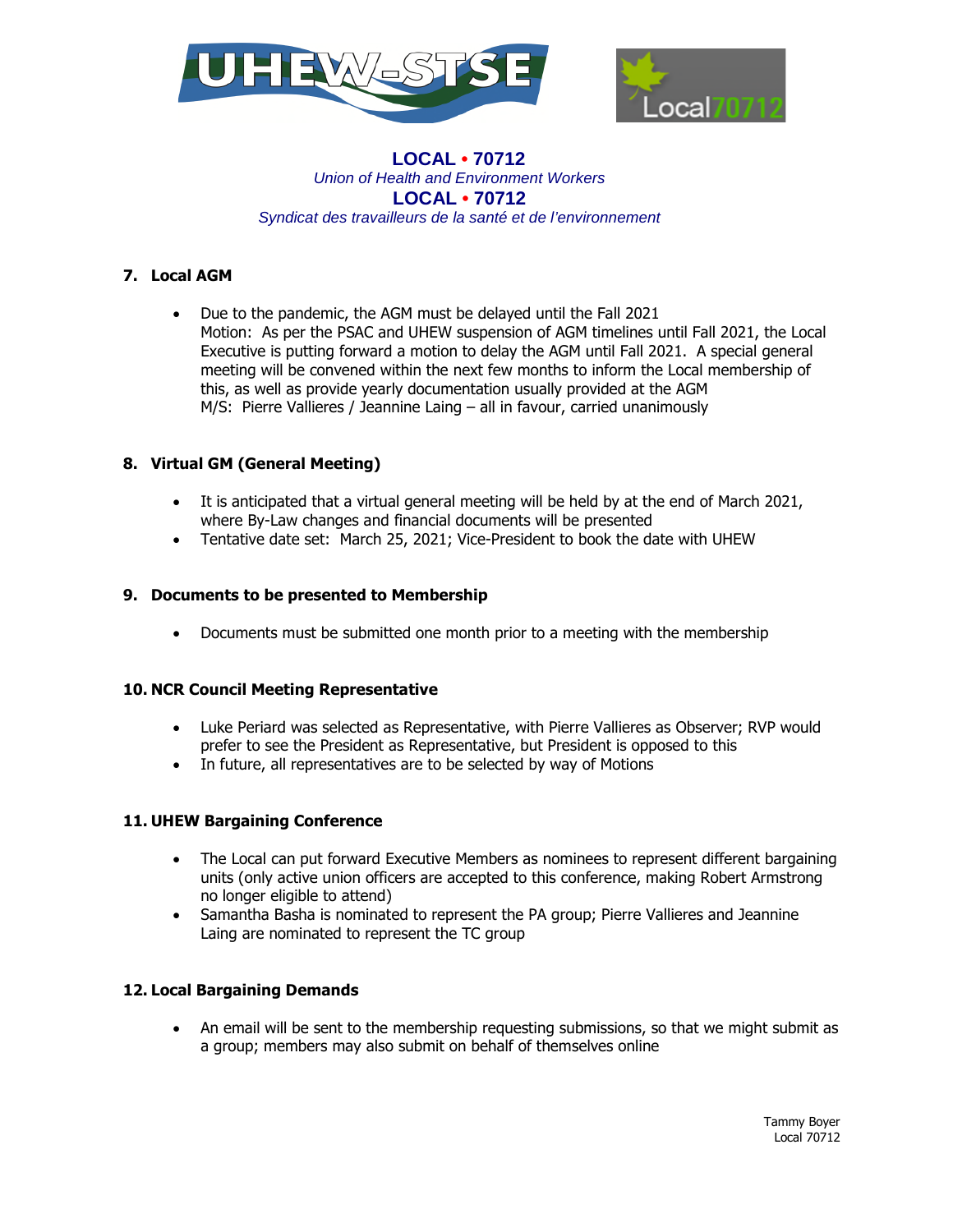**LOCAL • 70712**
*Union of Health and Environment Workers*
**LOCAL • 70712**
*Syndicat des travailleurs de la santé et de l'environnement*

## 7. Local AGM

- Due to the pandemic, the AGM must be delayed until the Fall 2021
  Motion: As per the PSAC and UHEW suspension of AGM timelines until Fall 2021, the Local Executive is putting forward a motion to delay the AGM until Fall 2021. A special general meeting will be convened within the next few months to inform the Local membership of this, as well as provide yearly documentation usually provided at the AGM
  M/S: Pierre Vallieres / Jeannine Laing – all in favour, carried unanimously

## 8. Virtual GM (General Meeting)

- It is anticipated that a virtual general meeting will be held by at the end of March 2021, where By-Law changes and financial documents will be presented
- Tentative date set: March 25, 2021; Vice-President to book the date with UHEW

## 9. Documents to be presented to Membership

- Documents must be submitted one month prior to a meeting with the membership

## 10. NCR Council Meeting Representative

- Luke Periard was selected as Representative, with Pierre Vallieres as Observer; RVP would prefer to see the President as Representative, but President is opposed to this
- In future, all representatives are to be selected by way of Motions

## 11. UHEW Bargaining Conference

- The Local can put forward Executive Members as nominees to represent different bargaining units (only active union officers are accepted to this conference, making Robert Armstrong no longer eligible to attend)
- Samantha Basha is nominated to represent the PA group; Pierre Vallieres and Jeannine Laing are nominated to represent the TC group

## 12. Local Bargaining Demands

- An email will be sent to the membership requesting submissions, so that we might submit as a group; members may also submit on behalf of themselves online

Tammy Boyer
Local 70712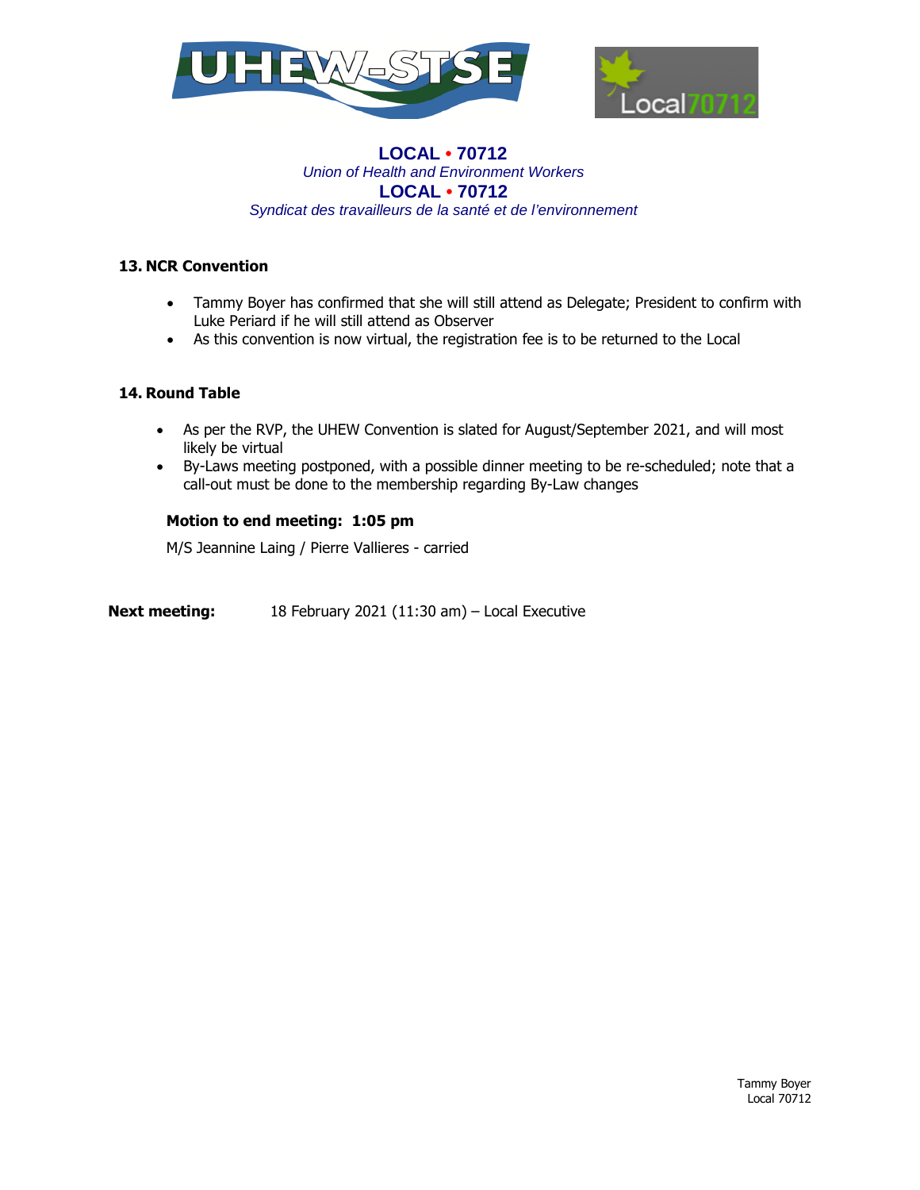**LOCAL • 70712**
*Union of Health and Environment Workers*
**LOCAL • 70712**
*Syndicat des travailleurs de la santé et de l'environnement*

### 13. NCR Convention

- Tammy Boyer has confirmed that she will still attend as Delegate; President to confirm with Luke Periard if he will still attend as Observer
- As this convention is now virtual, the registration fee is to be returned to the Local

### 14. Round Table

- As per the RVP, the UHEW Convention is slated for August/September 2021, and will most likely be virtual
- By-Laws meeting postponed, with a possible dinner meeting to be re-scheduled; note that a call-out must be done to the membership regarding By-Law changes

**Motion to end meeting: 1:05 pm**

M/S Jeannine Laing / Pierre Vallieres - carried

**Next meeting:** 18 February 2021 (11:30 am) – Local Executive

Tammy Boyer
Local 70712